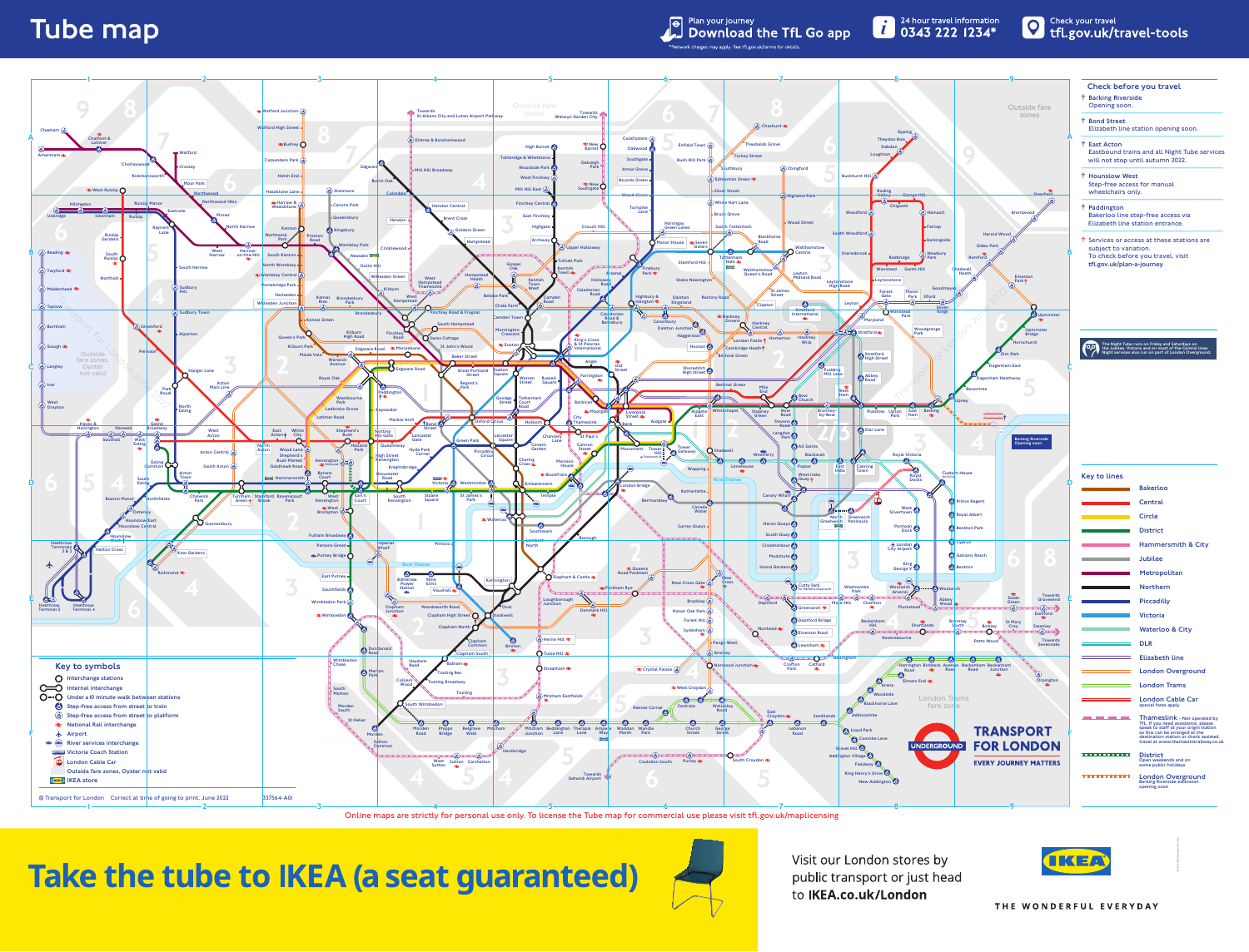# Tube map

Plan your journey
Download the TfL Go app
*Network charges may apply. See tfl.gov.uk/terms for details.

24 hour travel information
0343 222 1234*

Check your travel
tfl.gov.uk/travel-tools

## Check before you travel

- † Barking Riverside — Opening soon.
- † Bond Street — Elizabeth line station opening soon.
- † East Acton — Eastbound trains and all Night Tube services will not stop until autumn 2022.
- † Hounslow West — Step-free access for manual wheelchairs only.
- † Paddington — Bakerloo line step-free access via Elizabeth line station entrance.
- † Services or access at these stations are subject to variation. To check before you travel, visit tfl.gov.uk/plan-a-journey

The Night Tube runs on Friday and Saturdays on the Jubilee, Victoria and on most of the Central lines. Night services also run on part of London Overground.

## Key to lines

- Bakerloo
- Central
- Circle
- District
- Hammersmith & City
- Jubilee
- Metropolitan
- Northern
- Piccadilly
- Victoria
- Waterloo & City
- DLR
- Elizabeth line
- London Overground
- London Trams
- London Cable Car — special fares apply
- Thameslink — Not operated by TfL. If you need step-free access, please speak to staff at your origin station so this can be arranged at the destination station or check assisted travel at www.thameslinkrailway.co.uk
- District — Open weekends and on some public holidays
- London Overground — Barking Riverside extension opening soon

## Key to symbols

- Interchange stations
- Internal interchange
- Under a 10 minute walk between stations
- Step-free access from street to train
- Step-free access from street to platform
- National Rail interchange
- Airport
- River services interchange
- Victoria Coach Station
- London Cable Car
- Outside fare zones, Oyster not valid
- IKEA store

© Transport for London    Correct at time of going to print, June 2022    (37564-A0)

TRANSPORT FOR LONDON
EVERY JOURNEY MATTERS

Online maps are strictly for personal use only. To license the Tube map for commercial use please visit tfl.gov.uk/maplicensing

**Take the tube to IKEA (a seat guaranteed)**

Visit our London stores by public transport or just head to **IKEA.co.uk/London**

IKEA
THE WONDERFUL EVERYDAY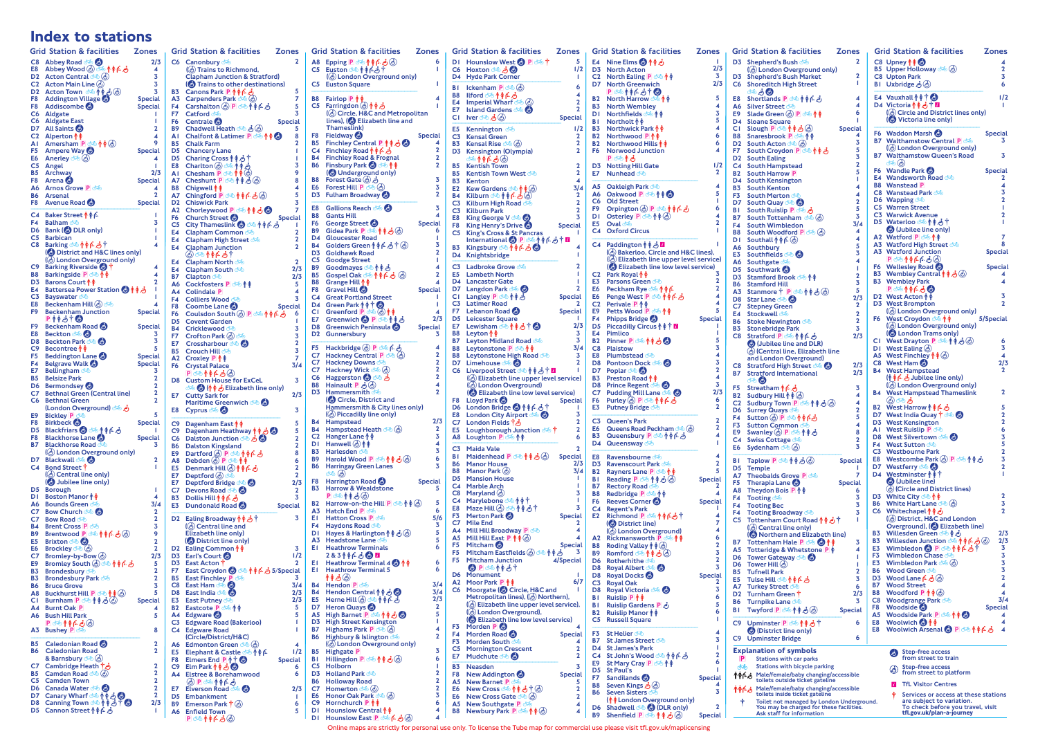# Index to stations

| Grid | Station & facilities | Zones |
|---|---|---|
| C8 | Abbey Road | 2/3 |
| E8 | Abbey Wood | 4 |
| D2 | Acton Central | 3 |
| C2 | Acton Main Line | 3 |
| D2 | Acton Town | 3 |
| F8 | Addington Village | Special |
| F8 | Addiscombe | Special |
| C6 | Aldgate | 1 |
| C6 | Aldgate East | 1 |
| D7 | All Saints | 2 |
| C2 | Alperton | 4 |
| A1 | Amersham | 9 |
| F5 | Ampere Way | Special |
| E6 | Anerley | 4 |
| C5 | Angel | 1 |
| B5 | Archway | 2/3 |
| F8 | Arena | Special |
| A4 | Arnos Grove | 4 |
| B6 | Arsenal | 2 |
| F8 | Avenue Road | Special |
| C4 | Baker Street | 1 |
| F4 | Balham | 3 |
| D6 | Bank (DLR only) | 1 |
| C6 | Barbican | 1 |
| C8 | Barking (District and H&C lines only) (London Overground only) | 4 |
| C9 | Barking Riverside | 4 |
| B8 | Barkingside | 5 |
| D3 | Barons Court | 2 |
| E4 | Battersea Power Station | 1 |
| C3 | Bayswater | 1 |
| E8 | Beckenham Hill | 4 |
| F9 | Beckenham Junction | Special |
| F9 | Beckenham Road | Special |
| E8 | Beckton | 3 |
| D8 | Beckton Park | 3 |
| C9 | Becontree | 5 |
| F5 | Beddington Lane | Special |
| F8 | Belgrave Walk | Special |
| E7 | Bellingham | 3 |
| B5 | Belsize Park | 2 |
| D6 | Bermondsey | 2 |
| C7 | Bethnal Green (Central line) | 2 |
| C6 | Bethnal Green (London Overground) | 2 |
| E9 | Bickley | 5 |
| F8 | Birkbeck | Special |
| D5 | Blackfriars | 1 |
| F8 | Blackhorse Lane | Special |
| B7 | Blackhorse Road (London Overground only) | 3 |
| D7 | Blackwall | 2 |
| C4 | Bond Street (Central line only) (Jubilee line only) | 1 |
| D5 | Borough | 1 |
| D1 | Boston Manor | 4 |
| A6 | Bounds Green | 3/4 |
| D7 | Bow Church | 2 |
| C7 | Bow Road | 2 |
| B4 | Brent Cross | 3 |
| B9 | Brentwood | 9 |
| E5 | Brixton | 2 |
| E6 | Brockley | 2 |
| C7 | Bromley-by-Bow | 2/3 |
| E9 | Bromley South | 5 |
| B3 | Brondesbury | 2 |
| B3 | Brondesbury Park | 2 |
| B6 | Bruce Grove | 3 |
| B8 | Buckhurst Hill | 5 |
| C1 | Burnham | Special |
| A4 | Burnt Oak | 4 |
| A5 | Bush Hill Park | 5 |
| A3 | Bushey | 8 |
| B5 | Caledonian Road | 2 |
| B5 | Caledonian Road & Barnsbury | 2 |
| C7 | Cambridge Heath | 2 |
| B5 | Camden Road | 2 |
| B5 | Camden Town | 2 |
| D6 | Canada Water | 2 |
| D7 | Canary Wharf | 2 |
| D8 | Canning Town | 2/3 |
| D5 | Cannon Street | 1 |
| C6 | Canonbury (Trains to Richmond, Clapham Junction & Stratford) (Trains to other destinations) | 2 |
| B3 | Canons Park | 5 |
| A3 | Carpenders Park | 7 |
| F4 | Carshalton | 5 |
| F6 | Centrale | Special |
| B9 | Chadwell Heath | 5 |
| A1 | Chalfont & Latimer | 8 |
| B5 | Chalk Farm | 2 |
| C5 | Chancery Lane | 1 |
| D5 | Charing Cross | 1 |
| E8 | Charlton | 3 |
| A1 | Chesham | 9 |
| A7 | Cheshunt | 8 |
| B8 | Chigwell | 4 |
| A7 | Chingford | 5 |
| D2 | Chiswick Park | 3 |
| A2 | Chorleywood | 7 |
| F6 | Church Street | Special |
| C5 | City Thameslink | 1 |
| E4 | Clapham Common | 2 |
| E4 | Clapham High Street | 2 |
| E4 | Clapham Junction | 2 |
| E4 | Clapham North | 2 |
| E4 | Clapham South | 2/3 |
| B7 | Clapton | 2 |
| A5 | Cockfosters | 5 |
| A4 | Colindale | 4 |
| E4 | Colliers Wood | 3 |
| F6 | Coombe Lane | Special |
| F6 | Coulsdon South | 6 |
| D5 | Covent Garden | 1 |
| E7 | Crofton Park | 3 |
| D7 | Crossharbour | 2 |
| B5 | Crouch Hill | 3 |
| A2 | Croxley | 7 |
| E6 | Crystal Palace | 3/4 |
| D8 | Custom House for ExCeL (Elizabeth line only) | 3 |
| E7 | Cutty Sark for Maritime Greenwich | 2/3 |
| E8 | Cyprus | 3 |
| C9 | Dagenham East | 5 |
| C9 | Dagenham Heathway | 5 |
| C6 | Dalston Junction | 2 |
| B6 | Dalston Kingsland | 2 |
| F9 | Dartford | 8 |
| A8 | Debden | 6 |
| E5 | Denmark Hill | 2 |
| E7 | Deptford | 2 |
| E7 | Deptford Bridge | 2/3 |
| C7 | Devons Road | 2 |
| B3 | Dollis Hill | 3 |
| E3 | Dundonald Road | Special |
| D2 | Ealing Broadway (Central line and Elizabeth line only) (District line only) | 3 |
| D2 | Ealing Common | 3 |
| D3 | Earl's Court | 1/2 |
| D3 | East Acton | 2 |
| F7 | East Croydon | 5/Special |
| B5 | East Finchley | 3 |
| C8 | East Ham | 3/4 |
| D8 | East India | 2/3 |
| E3 | East Putney | 2/3 |
| A2 | Eastcote | 5 |
| A4 | Edgware | 5 |
| C3 | Edgware Road (Bakerloo) | 1 |
| C4 | Edgware Road (Circle/District/H&C) | 1 |
| A6 | Edmonton Green | 4 |
| E5 | Elephant & Castle | 1/2 |
| F8 | Elmers End | Special |
| C9 | Elm Park | 6 |
| A4 | Elstree & Borehamwood | 6 |
| E2 | Elverson Road | 2/3 |
| D5 | Embankment | 1 |
| B9 | Emerson Park | 6 |
| A6 | Enfield Town | 5 |
| A8 | Epping | 6 |
| C5 | Euston (London Overground only) | 1 |
| C5 | Euston Square | 1 |
| B8 | Fairlop | 4 |
| C5 | Farringdon (Circle, H&C and Metropolitan lines), (Elizabeth line and Thameslink) | 1 |
| F8 | Fieldway | Special |
| B4 | Finchley Central | 4 |
| C4 | Finchley Road | 2 |
| B4 | Finchley Road & Frognal | 2 |
| B6 | Finsbury Park (Underground only) | 2 |
| B8 | Forest Gate | 3 |
| E6 | Forest Hill | 3 |
| D4 | Fulham Broadway | 2 |
| E8 | Gallions Reach | 3 |
| B8 | Gants Hill | 4 |
| F6 | George Street | Special |
| B9 | Gidea Park | 6 |
| D4 | Gloucester Road | 1 |
| B4 | Golders Green | 3 |
| D3 | Goldhawk Road | 2 |
| C5 | Goodge Street | 1 |
| B9 | Goodmayes | 4 |
| B4 | Gospel Oak | 2 |
| B8 | Grange Hill | 4 |
| F8 | Gravel Hill | Special |
| C4 | Great Portland Street | 1 |
| D4 | Green Park | 1 |
| C1 | Greenford | 4 |
| E7 | Greenwich | 2/3 |
| D7 | Greenwich Peninsula | Special |
| D2 | Gunnersbury | 3 |
| F5 | Hackbridge | 4 |
| C7 | Hackney Central | 2 |
| C7 | Hackney Downs | 2 |
| C7 | Hackney Wick | 2 |
| C6 | Haggerston | 2 |
| B8 | Hainault | 4 |
| D3 | Hammersmith (Circle, District and Hammersmith & City lines only) (Piccadilly line only) | 2 |
| B5 | Hampstead | 2/3 |
| B4 | Hampstead Heath | 2 |
| C2 | Hanger Lane | 3 |
| D1 | Hanwell | 4 |
| C3 | Harlesden | 3 |
| B9 | Harold Wood | 6 |
| B6 | Harringay Green Lanes | 3 |
| F8 | Harrington Road | Special |
| B3 | Harrow & Wealdstone | 5 |
| B2 | Harrow-on-the-Hill | 5 |
| A3 | Hatch End | 6 |
| E1 | Hatton Cross | 5/6 |
| F4 | Haydons Road | 3 |
| D1 | Hayes & Harlington | 5 |
| A3 | Headstone Lane | 5 |
| E1 | Heathrow Terminals 2 & 3 | 6 |
| E1 | Heathrow Terminal 4 | 6 |
| E1 | Heathrow Terminal 5 | 6 |
| B4 | Hendon | 3/4 |
| B4 | Hendon Central | 3/4 |
| E5 | Herne Hill | 2/3 |
| D7 | Heron Quays | 2 |
| A4 | High Barnet | 5 |
| D3 | High Street Kensington | 1 |
| A7 | Highams Park | 4 |
| B5 | Highbury & Islington (London Overground only) | 2 |
| B5 | Highgate | 3 |
| B1 | Hillingdon | 6 |
| C5 | Holborn | 1 |
| D3 | Holland Park | 2 |
| B5 | Holloway Road | 2 |
| C7 | Homerton | 2 |
| E6 | Honor Oak Park | 3 |
| C9 | Hornchurch | 6 |
| D1 | Hounslow Central | 4 |
| D1 | Hounslow East | 4 |
| D1 | Hounslow West | 5 |
| C6 | Hoxton | 1/2 |
| D4 | Hyde Park Corner | 1 |
| B1 | Ickenham | 6 |
| B8 | Ilford | 4 |
| E4 | Imperial Wharf | 2 |
| E7 | Island Gardens | 2 |
| C1 | Iver | Special |
| E5 | Kennington | 1/2 |
| C3 | Kensal Green | 2 |
| B3 | Kensal Rise | 2 |
| D3 | Kensington (Olympia) | 2 |
| B5 | Kentish Town | 2 |
| B5 | Kentish Town West | 2 |
| B3 | Kenton | 4 |
| E2 | Kew Gardens | 3/4 |
| B4 | Kilburn | 2 |
| C4 | Kilburn High Road | 2 |
| C3 | Kilburn Park | 2 |
| E8 | King George V | 3 |
| F8 | King Henry's Drive | Special |
| C5 | King's Cross & St Pancras International | 1 |
| B3 | Kingsbury | 4 |
| D4 | Knightsbridge | 1 |
| C3 | Ladbroke Grove | 2 |
| E5 | Lambeth North | 1 |
| D4 | Lancaster Gate | 1 |
| D7 | Langdon Park | 2 |
| C1 | Langley | Special |
| C3 | Latimer Road | 2 |
| F7 | Lebanon Road | Special |
| E5 | Leicester Square | 1 |
| E7 | Lewisham | 2/3 |
| B8 | Leyton | 3 |
| B7 | Leyton Midland Road | 3 |
| B8 | Leytonstone | 3/4 |
| B8 | Leytonstone High Road | 3 |
| D7 | Limehouse | 2 |
| C6 | Liverpool Street (Elizabeth line upper level service) (London Overground) (Elizabeth line low level service) | 1 |
| F8 | Lloyd Park | Special |
| D6 | London Bridge | 1 |
| E8 | London City Airport | 3 |
| C7 | London Fields | 2 |
| E5 | Loughborough Junction | 2 |
| A8 | Loughton | 6 |
| C3 | Maida Vale | 2 |
| B1 | Maidenhead | Special |
| B6 | Manor House | 2/3 |
| B8 | Manor Park | 3/4 |
| D5 | Mansion House | 1 |
| C4 | Marble Arch | 1 |
| C8 | Maryland | 3 |
| C4 | Marylebone | 1 |
| E8 | Maze Hill | 2/3 |
| F3 | Merton Park | Special |
| C7 | Mile End | 2 |
| A3 | Mill Hill Broadway | 4 |
| A4 | Mill Hill East | 4 |
| F5 | Mitcham | Special |
| F5 | Mitcham Eastfields | 3 |
| F5 | Mitcham Junction | 4/Special |
| D6 | Monument | 1 |
| A2 | Moor Park | 6/7 |
| C6 | Moorgate (Circle, H&C and Metropolitan lines), (Northern), (Elizabeth line upper level service), (London Overground), (Elizabeth line low level service) | 1 |
| F3 | Morden | 4 |
| F4 | Morden Road | Special |
| F3 | Morden South | 4 |
| C5 | Mornington Crescent | 2 |
| F7 | Mudchute | 2 |
| B3 | Neasden | 3 |
| F8 | New Addington | Special |
| A5 | New Barnet | 5 |
| E6 | New Cross | 2 |
| E6 | New Cross Gate | 2 |
| A5 | New Southgate | 4 |
| B8 | Newbury Park | 4 |
| E4 | Nine Elms | 1 |
| D3 | North Acton | 2/3 |
| C2 | North Ealing | 3 |
| D7 | North Greenwich | 2/3 |
| B2 | North Harrow | 5 |
| B2 | North Wembley | 4 |
| D1 | Northfields | 3 |
| B1 | Northolt | 5 |
| B3 | Northwick Park | 4 |
| A1 | Northwood | 6 |
| A2 | Northwood Hills | 6 |
| F6 | Norwood Junction | 4 |
| D3 | Notting Hill Gate | 1/2 |
| E7 | Nunhead | 2 |
| A5 | Oakleigh Park | 4 |
| A6 | Oakwood | 5 |
| C6 | Old Street | 1 |
| F9 | Orpington | 6 |
| D1 | Osterley | 4 |
| E5 | Oval | 2 |
| C4 | Oxford Circus | 1 |
| C4 | Paddington (Bakerloo, Circle and H&C lines), (Elizabeth line upper level service) (Elizabeth line low level service) | 1 |
| C2 | Park Royal | 3 |
| E3 | Parsons Green | 2 |
| E6 | Peckham Rye | 2 |
| E6 | Penge West | 4 |
| C2 | Perivale | 4 |
| E9 | Petts Wood | 5 |
| F6 | Phipps Bridge | Special |
| D5 | Piccadilly Circus | 1 |
| E4 | Pimlico | 1 |
| B2 | Pinner | 5 |
| C7 | Plaistow | 3 |
| E8 | Plumstead | 4 |
| D8 | Pontoon Dock | 3 |
| D7 | Poplar | 2 |
| B3 | Preston Road | 4 |
| D8 | Prince Regent | 3 |
| C7 | Pudding Mill Lane | 2/3 |
| F6 | Purley | 6 |
| E3 | Putney Bridge | 2 |
| C3 | Queen's Park | 2 |
| E6 | Queens Road Peckham | 2 |
| B3 | Queensbury | 4 |
| D4 | Queensway | 1 |
| E8 | Ravensbourne | 4 |
| D3 | Ravenscourt Park | 2 |
| B2 | Rayners Lane | 5 |
| B1 | Reading | Special |
| B7 | Rectory Road | 2 |
| B8 | Redbridge | 4 |
| F6 | Reeves Corner | Special |
| C4 | Regent's Park | 1 |
| E2 | Richmond (District line) (London Overground) | 4 |
| A2 | Rickmansworth | 7 |
| B8 | Roding Valley | 5 |
| B9 | Romford | 6 |
| D7 | Rotherhithe | 2 |
| D8 | Royal Albert | 3 |
| D8 | Royal Docks | Special |
| C3 | Royal Oak | 2 |
| D7 | Royal Victoria | 3 |
| B1 | Ruislip | 6 |
| B1 | Ruislip Gardens | 5 |
| B2 | Ruislip Manor | 6 |
| C5 | Russell Square | 1 |
| F3 | St Helier | 4 |
| B7 | St James Street | 3 |
| D4 | St James's Park | 1 |
| C4 | St John's Wood | 2 |
| E9 | St Mary Cray | 6 |
| C5 | St Paul's | 1 |
| F7 | Sandilands | Special |
| B8 | Seven Kings | 4 |
| B6 | Seven Sisters (London Overground only) | 3 |
| D6 | Shadwell (DLR only) | 2 |
| B9 | Shenfield | Special |
| D3 | Shepherd's Bush (London Overground only) | 2 |
| D3 | Shepherd's Bush Market | 2 |
| C6 | Shoreditch High Street | 1 |
| E8 | Shortlands | 4 |
| A6 | Silver Street | 4 |
| E9 | Slade Green | 6 |
| D4 | Sloane Square | 1 |
| C1 | Slough | Special |
| B8 | Snaresbrook | 4 |
| D2 | South Acton | 3 |
| F7 | South Croydon | 5 |
| D2 | South Ealing | 3 |
| C4 | South Hampstead | 2 |
| B2 | South Harrow | 5 |
| D4 | South Kensington | 1 |
| B3 | South Kenton | 4 |
| F3 | South Merton | 4 |
| D7 | South Quay | 2 |
| B1 | South Ruislip | 5 |
| B7 | South Tottenham | 3 |
| F4 | South Wimbledon | 3/4 |
| B8 | South Woodford | 4 |
| D1 | Southall | 4 |
| A6 | Southbury | 5 |
| E3 | Southfields | 3 |
| A6 | Southgate | 4 |
| D5 | Southwark | 1 |
| D3 | Stamford Brook | 2 |
| B6 | Stamford Hill | 3 |
| A3 | Stanmore | 5 |
| D8 | Star Lane | 2/3 |
| C7 | Stepney Green | 2 |
| E4 | Stockwell | 2 |
| B6 | Stoke Newington | 2 |
| B3 | Stonebridge Park | 3 |
| C8 | Stratford (Jubilee line and DLR) (Elizabeth line, Central line and London Overground) | 2/3 |
| C8 | Stratford High Street | 2/3 |
| B7 | Stratford International | 2/3 |
| F5 | Streatham | 3 |
| B1 | Sudbury Hill | 4 |
| C2 | Sudbury Town | 4 |
| D6 | Surrey Quays | 2 |
| F4 | Sutton | 5 |
| F3 | Sutton Common | 4 |
| E9 | Swanley | 8 |
| C4 | Swiss Cottage | 2 |
| E6 | Sydenham | 3 |
| B1 | Taplow | Special |
| D5 | Temple | 1 |
| A7 | Theobalds Grove | 7 |
| F5 | Therapia Lane | Special |
| A8 | Theydon Bois | 6 |
| F4 | Tooting | 3 |
| F4 | Tooting Bec | 3 |
| F4 | Tooting Broadway | 3 |
| C5 | Tottenham Court Road (Central line only) (Northern and Elizabeth lines) | 1 |
| B7 | Tottenham Hale | 3 |
| A5 | Totteridge & Whetstone | 4 |
| D6 | Tower Gateway | 1 |
| D6 | Tower Hill | 1 |
| B5 | Tufnell Park | 2 |
| E5 | Tulse Hill | 3 |
| A7 | Turkey Street | 7 |
| D2 | Turnham Green | 2 |
| B6 | Turnpike Lane | 3 |
| B1 | Twyford | Special |
| C9 | Upminster (District line only) | 6 |
| C9 | Upminster Bridge | 6 |
| C8 | Upney | 4 |
| B5 | Upper Holloway | 3 |
| C8 | Upton Park | 3 |
| B1 | Uxbridge | 6 |
| E4 | Vauxhall | 1/2 |
| D4 | Victoria (Circle and District lines only) (Victoria line only) | 1 |
| F6 | Waddon Marsh | Special |
| B7 | Walthamstow Central (London Overground only) | 3 |
| B7 | Walthamstow Queen's Road | 3 |
| F6 | Wandle Park | Special |
| E4 | Wandsworth Road | 2 |
| B8 | Wanstead | 4 |
| B8 | Wanstead Park | 3 |
| D6 | Wapping | 2 |
| C5 | Warren Street | 1 |
| C3 | Warwick Avenue | 2 |
| D5 | Waterloo (Jubilee line only) | 1 |
| A2 | Watford | 7 |
| A3 | Watford High Street | 8 |
| A3 | Watford Junction | Special |
| F6 | Wellesley Road | Special |
| B3 | Wembley Central | 4 |
| B3 | Wembley Park | 4 |
| D2 | West Acton | 3 |
| D3 | West Brompton (London Overground only) | 2 |
| F6 | West Croydon (London Overground only) (London Trams only) | 5/Special |
| C1 | West Drayton | 6 |
| D1 | West Ealing | 3 |
| A5 | West Finchley | 4 |
| C8 | West Ham | 2/3 |
| B4 | West Hampstead (Jubilee line only) (London Overground only) | 2 |
| B4 | West Hampstead Thameslink | 2 |
| B2 | West Harrow | 5 |
| D7 | West India Quay | 2 |
| D3 | West Kensington | 2 |
| A1 | West Ruislip | 6 |
| D8 | West Silvertown | 3 |
| F4 | West Sutton | 5 |
| C3 | Westbourne Park | 2 |
| E8 | Westcombe Park | 3 |
| D7 | Westferry | 2 |
| D4 | Westminster (Circle and District lines) | 1 |
| D3 | White City | 2 |
| B6 | White Hart Lane | 3 |
| C6 | Whitechapel (District, H&C and London Overground), (Elizabeth line) | 2 |
| B3 | Willesden Green | 2/3 |
| B3 | Willesden Junction | 2/3 |
| E3 | Wimbledon | 3 |
| F3 | Wimbledon Chase | 4 |
| E3 | Wimbledon Park | 3 |
| B6 | Wood Green | 3 |
| D3 | Wood Lane | 2 |
| B7 | Wood Street | 4 |
| B7 | Woodford | 4 |
| C8 | Woodgrange Park | 3/4 |
| F8 | Woodside | Special |
| A5 | Woodside Park | 4 |
| E8 | Woolwich | 4 |
| E8 | Woolwich Arsenal | 4 |

## Explanation of symbols

- P — Stations with car parks
- Stations with bicycle parking
- Male/female/baby changing/accessible toilets outside ticket gateline
- Male/female/baby changing/accessible toilets inside ticket gateline
- Toilet not managed by London Underground. You may be charged for these facilities. Ask staff for information
- Step-free access from street to train
- Step-free access from street to platform
- i — TfL Visitor Centres
- † — Services or access at these stations are subject to variation. To check before you travel, visit tfl.gov.uk/plan-a-journey

Online maps are strictly for personal use only. To license the Tube map for commercial use please visit tfl.gov.uk/maplicensing